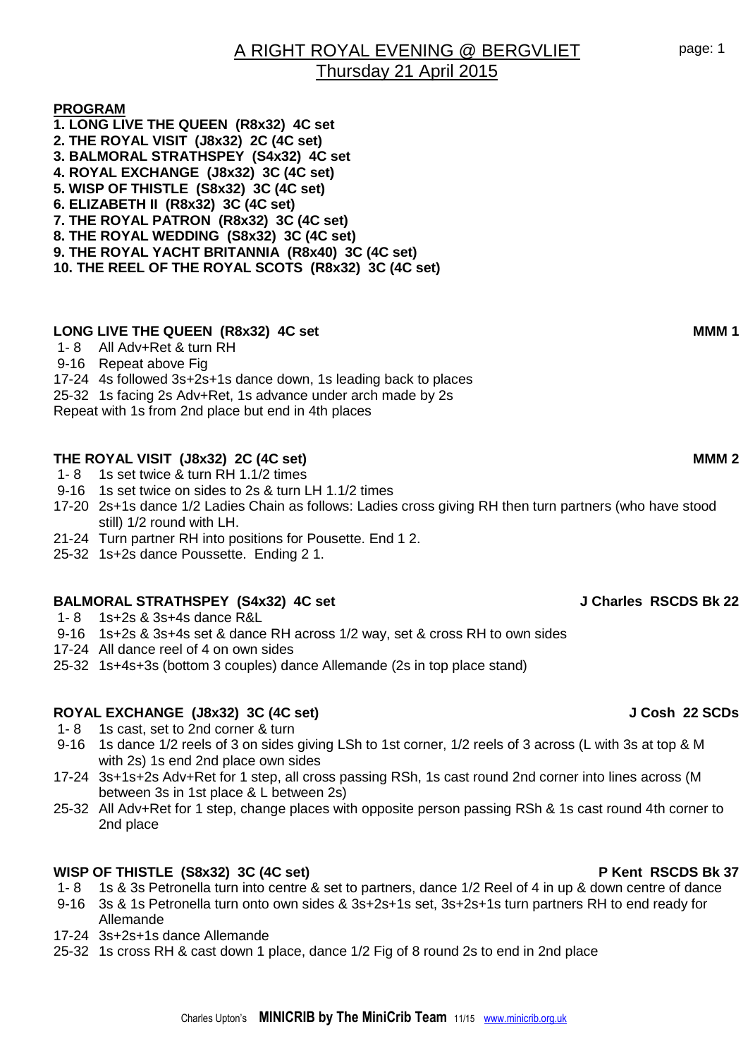# A RIGHT ROYAL EVENING @ BERGVLIET
## Thursday 21 April 2015

**PROGRAM**

**1. LONG LIVE THE QUEEN (R8x32) 4C set**
**2. THE ROYAL VISIT (J8x32) 2C (4C set)**
**3. BALMORAL STRATHSPEY (S4x32) 4C set**
**4. ROYAL EXCHANGE (J8x32) 3C (4C set)**
**5. WISP OF THISTLE (S8x32) 3C (4C set)**
**6. ELIZABETH II (R8x32) 3C (4C set)**
**7. THE ROYAL PATRON (R8x32) 3C (4C set)**
**8. THE ROYAL WEDDING (S8x32) 3C (4C set)**
**9. THE ROYAL YACHT BRITANNIA (R8x40) 3C (4C set)**
**10. THE REEL OF THE ROYAL SCOTS (R8x32) 3C (4C set)**

### LONG LIVE THE QUEEN (R8x32) 4C set — MMM 1

1- 8 All Adv+Ret & turn RH
9-16 Repeat above Fig
17-24 4s followed 3s+2s+1s dance down, 1s leading back to places
25-32 1s facing 2s Adv+Ret, 1s advance under arch made by 2s
Repeat with 1s from 2nd place but end in 4th places

### THE ROYAL VISIT (J8x32) 2C (4C set) — MMM 2

1- 8 1s set twice & turn RH 1.1/2 times
9-16 1s set twice on sides to 2s & turn LH 1.1/2 times
17-20 2s+1s dance 1/2 Ladies Chain as follows: Ladies cross giving RH then turn partners (who have stood still) 1/2 round with LH.
21-24 Turn partner RH into positions for Pousette. End 1 2.
25-32 1s+2s dance Poussette. Ending 2 1.

### BALMORAL STRATHSPEY (S4x32) 4C set — J Charles RSCDS Bk 22

1- 8 1s+2s & 3s+4s dance R&L
9-16 1s+2s & 3s+4s set & dance RH across 1/2 way, set & cross RH to own sides
17-24 All dance reel of 4 on own sides
25-32 1s+4s+3s (bottom 3 couples) dance Allemande (2s in top place stand)

### ROYAL EXCHANGE (J8x32) 3C (4C set) — J Cosh 22 SCDs

1- 8 1s cast, set to 2nd corner & turn
9-16 1s dance 1/2 reels of 3 on sides giving LSh to 1st corner, 1/2 reels of 3 across (L with 3s at top & M with 2s) 1s end 2nd place own sides
17-24 3s+1s+2s Adv+Ret for 1 step, all cross passing RSh, 1s cast round 2nd corner into lines across (M between 3s in 1st place & L between 2s)
25-32 All Adv+Ret for 1 step, change places with opposite person passing RSh & 1s cast round 4th corner to 2nd place

### WISP OF THISTLE (S8x32) 3C (4C set) — P Kent RSCDS Bk 37

1- 8 1s & 3s Petronella turn into centre & set to partners, dance 1/2 Reel of 4 in up & down centre of dance
9-16 3s & 1s Petronella turn onto own sides & 3s+2s+1s set, 3s+2s+1s turn partners RH to end ready for Allemande
17-24 3s+2s+1s dance Allemande
25-32 1s cross RH & cast down 1 place, dance 1/2 Fig of 8 round 2s to end in 2nd place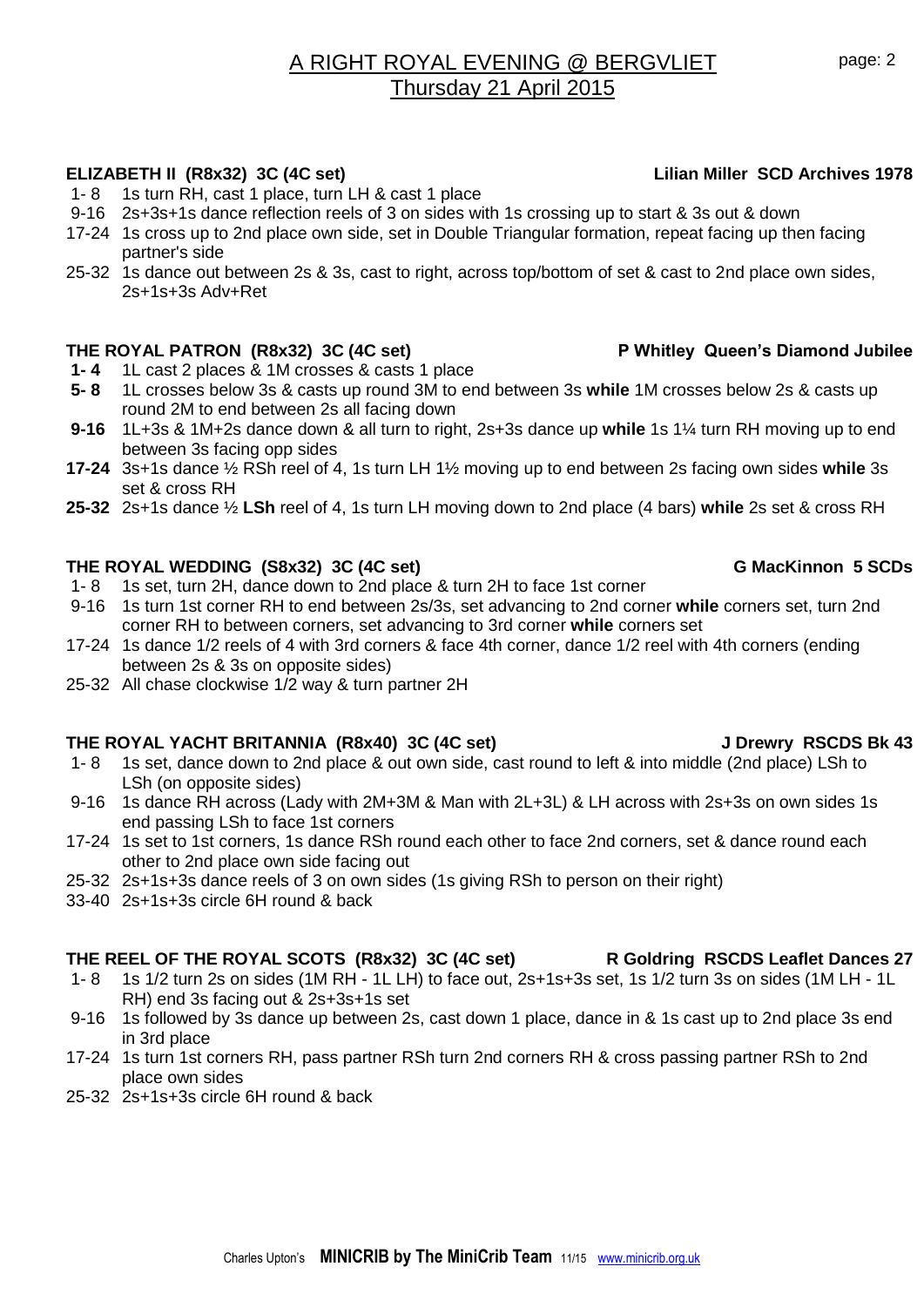# A RIGHT ROYAL EVENING @ BERGVLIET
## Thursday 21 April 2015

### ELIZABETH II (R8x32) 3C (4C set) — Lilian Miller SCD Archives 1978

- 1- 8 1s turn RH, cast 1 place, turn LH & cast 1 place
- 9-16 2s+3s+1s dance reflection reels of 3 on sides with 1s crossing up to start & 3s out & down
- 17-24 1s cross up to 2nd place own side, set in Double Triangular formation, repeat facing up then facing partner's side
- 25-32 1s dance out between 2s & 3s, cast to right, across top/bottom of set & cast to 2nd place own sides, 2s+1s+3s Adv+Ret

### THE ROYAL PATRON (R8x32) 3C (4C set) — P Whitley Queen's Diamond Jubilee

- **1- 4** 1L cast 2 places & 1M crosses & casts 1 place
- **5- 8** 1L crosses below 3s & casts up round 3M to end between 3s **while** 1M crosses below 2s & casts up round 2M to end between 2s all facing down
- **9-16** 1L+3s & 1M+2s dance down & all turn to right, 2s+3s dance up **while** 1s 1¼ turn RH moving up to end between 3s facing opp sides
- **17-24** 3s+1s dance ½ RSh reel of 4, 1s turn LH 1½ moving up to end between 2s facing own sides **while** 3s set & cross RH
- **25-32** 2s+1s dance ½ **LSh** reel of 4, 1s turn LH moving down to 2nd place (4 bars) **while** 2s set & cross RH

### THE ROYAL WEDDING (S8x32) 3C (4C set) — G MacKinnon 5 SCDs

- 1- 8 1s set, turn 2H, dance down to 2nd place & turn 2H to face 1st corner
- 9-16 1s turn 1st corner RH to end between 2s/3s, set advancing to 2nd corner **while** corners set, turn 2nd corner RH to between corners, set advancing to 3rd corner **while** corners set
- 17-24 1s dance 1/2 reels of 4 with 3rd corners & face 4th corner, dance 1/2 reel with 4th corners (ending between 2s & 3s on opposite sides)
- 25-32 All chase clockwise 1/2 way & turn partner 2H

### THE ROYAL YACHT BRITANNIA (R8x40) 3C (4C set) — J Drewry RSCDS Bk 43

- 1- 8 1s set, dance down to 2nd place & out own side, cast round to left & into middle (2nd place) LSh to LSh (on opposite sides)
- 9-16 1s dance RH across (Lady with 2M+3M & Man with 2L+3L) & LH across with 2s+3s on own sides 1s end passing LSh to face 1st corners
- 17-24 1s set to 1st corners, 1s dance RSh round each other to face 2nd corners, set & dance round each other to 2nd place own side facing out
- 25-32 2s+1s+3s dance reels of 3 on own sides (1s giving RSh to person on their right)
- 33-40 2s+1s+3s circle 6H round & back

### THE REEL OF THE ROYAL SCOTS (R8x32) 3C (4C set) — R Goldring RSCDS Leaflet Dances 27

- 1- 8 1s 1/2 turn 2s on sides (1M RH - 1L LH) to face out, 2s+1s+3s set, 1s 1/2 turn 3s on sides (1M LH - 1L RH) end 3s facing out & 2s+3s+1s set
- 9-16 1s followed by 3s dance up between 2s, cast down 1 place, dance in & 1s cast up to 2nd place 3s end in 3rd place
- 17-24 1s turn 1st corners RH, pass partner RSh turn 2nd corners RH & cross passing partner RSh to 2nd place own sides
- 25-32 2s+1s+3s circle 6H round & back